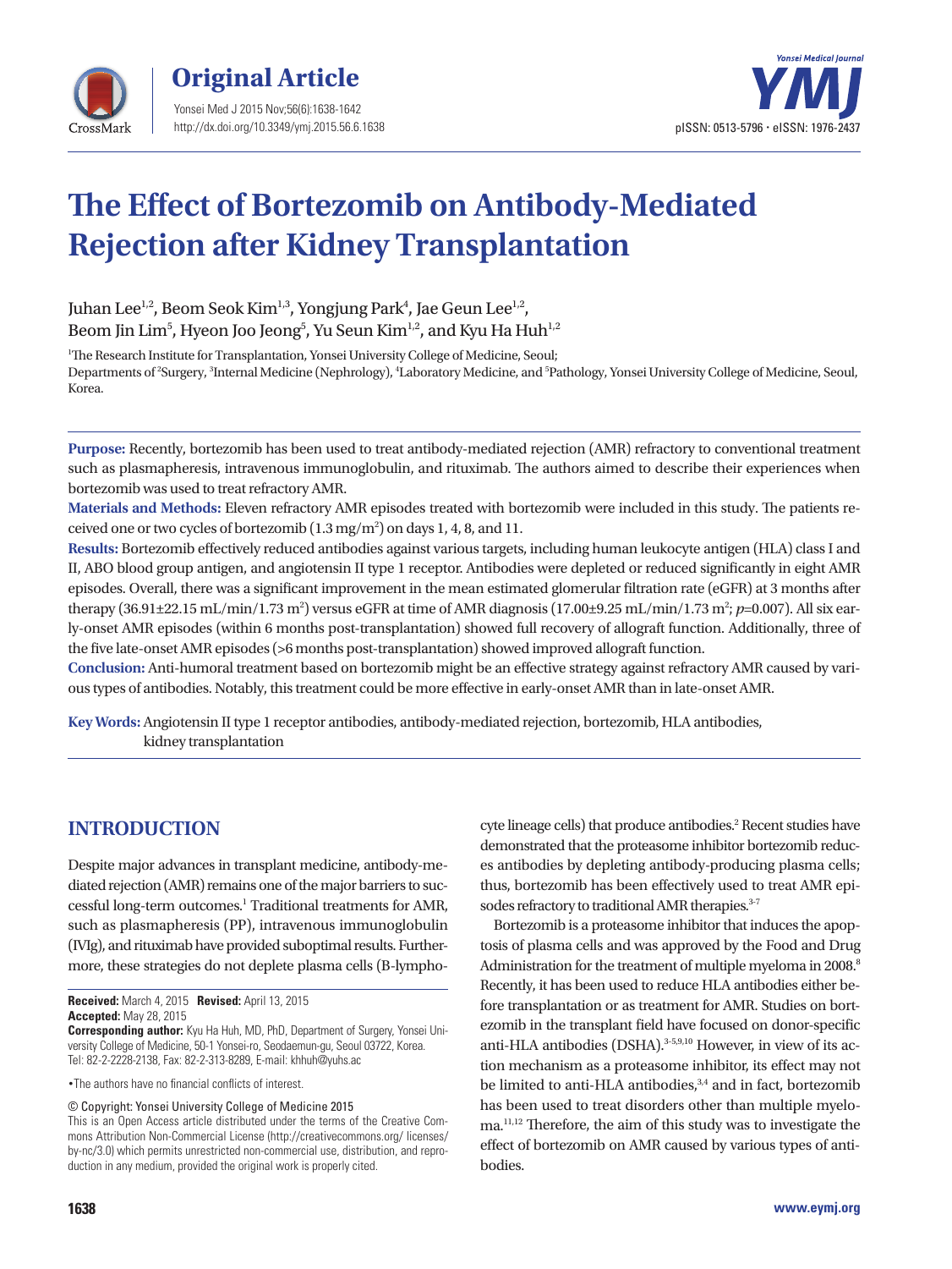# The Effect of Bortezomib on Antibody-Mediated Rejection after Kidney Transplantation

Juhan Lee[1,2], Beom Seok Kim[1,3], Yongjung Park[4], Jae Geun Lee[1,2], Beom Jin Lim[5], Hyeon Joo Jeong[5], Yu Seun Kim[1,2], and Kyu Ha Huh[1,2]

[1]The Research Institute for Transplantation, Yonsei University College of Medicine, Seoul;
Departments of [2]Surgery, [3]Internal Medicine (Nephrology), [4]Laboratory Medicine, and [5]Pathology, Yonsei University College of Medicine, Seoul, Korea.

**Purpose:** Recently, bortezomib has been used to treat antibody-mediated rejection (AMR) refractory to conventional treatment such as plasmapheresis, intravenous immunoglobulin, and rituximab. The authors aimed to describe their experiences when bortezomib was used to treat refractory AMR.

**Materials and Methods:** Eleven refractory AMR episodes treated with bortezomib were included in this study. The patients received one or two cycles of bortezomib (1.3 mg/m$^2$) on days 1, 4, 8, and 11.

**Results:** Bortezomib effectively reduced antibodies against various targets, including human leukocyte antigen (HLA) class I and II, ABO blood group antigen, and angiotensin II type 1 receptor. Antibodies were depleted or reduced significantly in eight AMR episodes. Overall, there was a significant improvement in the mean estimated glomerular filtration rate (eGFR) at 3 months after therapy (36.91±22.15 mL/min/1.73 m$^2$) versus eGFR at time of AMR diagnosis (17.00±9.25 mL/min/1.73 m$^2$; $p$=0.007). All six early-onset AMR episodes (within 6 months post-transplantation) showed full recovery of allograft function. Additionally, three of the five late-onset AMR episodes (>6 months post-transplantation) showed improved allograft function.

**Conclusion:** Anti-humoral treatment based on bortezomib might be an effective strategy against refractory AMR caused by various types of antibodies. Notably, this treatment could be more effective in early-onset AMR than in late-onset AMR.

**Key Words:** Angiotensin II type 1 receptor antibodies, antibody-mediated rejection, bortezomib, HLA antibodies, kidney transplantation

## INTRODUCTION

Despite major advances in transplant medicine, antibody-mediated rejection (AMR) remains one of the major barriers to successful long-term outcomes.[1] Traditional treatments for AMR, such as plasmapheresis (PP), intravenous immunoglobulin (IVIg), and rituximab have provided suboptimal results. Furthermore, these strategies do not deplete plasma cells (B-lymphocyte lineage cells) that produce antibodies.[2] Recent studies have demonstrated that the proteasome inhibitor bortezomib reduces antibodies by depleting antibody-producing plasma cells; thus, bortezomib has been effectively used to treat AMR episodes refractory to traditional AMR therapies.[3-7]

Bortezomib is a proteasome inhibitor that induces the apoptosis of plasma cells and was approved by the Food and Drug Administration for the treatment of multiple myeloma in 2008.[8] Recently, it has been used to reduce HLA antibodies either before transplantation or as treatment for AMR. Studies on bortezomib in the transplant field have focused on donor-specific anti-HLA antibodies (DSHA).[3-5,9,10] However, in view of its action mechanism as a proteasome inhibitor, its effect may not be limited to anti-HLA antibodies,[3,4] and in fact, bortezomib has been used to treat disorders other than multiple myeloma.[11,12] Therefore, the aim of this study was to investigate the effect of bortezomib on AMR caused by various types of antibodies.

**Received:** March 4, 2015 **Revised:** April 13, 2015
**Accepted:** May 28, 2015
**Corresponding author:** Kyu Ha Huh, MD, PhD, Department of Surgery, Yonsei University College of Medicine, 50-1 Yonsei-ro, Seodaemun-gu, Seoul 03722, Korea.
Tel: 82-2-2228-2138, Fax: 82-2-313-8289, E-mail: khhuh@yuhs.ac

•The authors have no financial conflicts of interest.

© Copyright: Yonsei University College of Medicine 2015
This is an Open Access article distributed under the terms of the Creative Commons Attribution Non-Commercial License (http://creativecommons.org/ licenses/ by-nc/3.0) which permits unrestricted non-commercial use, distribution, and reproduction in any medium, provided the original work is properly cited.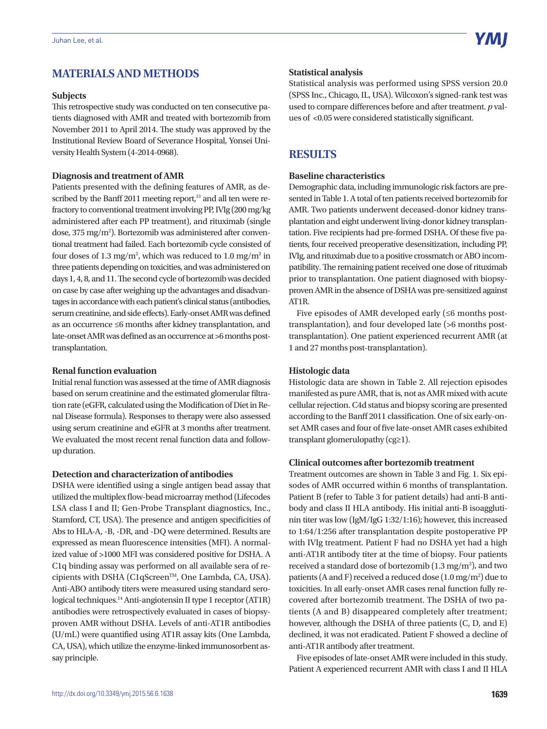## MATERIALS AND METHODS

### Subjects

This retrospective study was conducted on ten consecutive patients diagnosed with AMR and treated with bortezomib from November 2011 to April 2014. The study was approved by the Institutional Review Board of Severance Hospital, Yonsei University Health System (4-2014-0968).

### Diagnosis and treatment of AMR

Patients presented with the defining features of AMR, as described by the Banff 2011 meeting report,[13] and all ten were refractory to conventional treatment involving PP, IVIg (200 mg/kg administered after each PP treatment), and rituximab (single dose, 375 mg/m$^2$). Bortezomib was administered after conventional treatment had failed. Each bortezomib cycle consisted of four doses of 1.3 mg/m$^2$, which was reduced to 1.0 mg/m$^2$ in three patients depending on toxicities, and was administered on days 1, 4, 8, and 11. The second cycle of bortezomib was decided on case by case after weighing up the advantages and disadvantages in accordance with each patient's clinical status (antibodies, serum creatinine, and side effects). Early-onset AMR was defined as an occurrence ≤6 months after kidney transplantation, and late-onset AMR was defined as an occurrence at >6 months post-transplantation.

### Renal function evaluation

Initial renal function was assessed at the time of AMR diagnosis based on serum creatinine and the estimated glomerular filtration rate (eGFR, calculated using the Modification of Diet in Renal Disease formula). Responses to therapy were also assessed using serum creatinine and eGFR at 3 months after treatment. We evaluated the most recent renal function data and follow-up duration.

### Detection and characterization of antibodies

DSHA were identified using a single antigen bead assay that utilized the multiplex flow-bead microarray method (Lifecodes LSA class I and II; Gen-Probe Transplant diagnostics, Inc., Stamford, CT, USA). The presence and antigen specificities of Abs to HLA-A, -B, -DR, and -DQ were determined. Results are expressed as mean fluorescence intensities (MFI). A normalized value of >1000 MFI was considered positive for DSHA. A C1q binding assay was performed on all available sera of recipients with DSHA (C1qScreen™, One Lambda, CA, USA). Anti-ABO antibody titers were measured using standard serological techniques.[14] Anti-angiotensin II type 1 receptor (AT1R) antibodies were retrospectively evaluated in cases of biopsy-proven AMR without DSHA. Levels of anti-AT1R antibodies (U/mL) were quantified using AT1R assay kits (One Lambda, CA, USA), which utilize the enzyme-linked immunosorbent assay principle.

### Statistical analysis

Statistical analysis was performed using SPSS version 20.0 (SPSS Inc., Chicago, IL, USA). Wilcoxon's signed-rank test was used to compare differences before and after treatment. *p* values of $<0.05$ were considered statistically significant.

## RESULTS

### Baseline characteristics

Demographic data, including immunologic risk factors are presented in Table 1. A total of ten patients received bortezomib for AMR. Two patients underwent deceased-donor kidney transplantation and eight underwent living-donor kidney transplantation. Five recipients had pre-formed DSHA. Of these five patients, four received preoperative desensitization, including PP, IVIg, and rituximab due to a positive crossmatch or ABO incompatibility. The remaining patient received one dose of rituximab prior to transplantation. One patient diagnosed with biopsy-proven AMR in the absence of DSHA was pre-sensitized against AT1R.

Five episodes of AMR developed early (≤6 months post-transplantation), and four developed late (>6 months post-transplantation). One patient experienced recurrent AMR (at 1 and 27 months post-transplantation).

### Histologic data

Histologic data are shown in Table 2. All rejection episodes manifested as pure AMR, that is, not as AMR mixed with acute cellular rejection. C4d status and biopsy scoring are presented according to the Banff 2011 classification. One of six early-onset AMR cases and four of five late-onset AMR cases exhibited transplant glomerulopathy (cg≥1).

### Clinical outcomes after bortezomib treatment

Treatment outcomes are shown in Table 3 and Fig. 1. Six episodes of AMR occurred within 6 months of transplantation. Patient B (refer to Table 3 for patient details) had anti-B antibody and class II HLA antibody. His initial anti-B isoagglutinin titer was low (IgM/IgG 1:32/1:16); however, this increased to 1:64/1:256 after transplantation despite postoperative PP with IVIg treatment. Patient F had no DSHA yet had a high anti-AT1R antibody titer at the time of biopsy. Four patients received a standard dose of bortezomib (1.3 mg/m$^2$), and two patients (A and F) received a reduced dose (1.0 mg/m$^2$) due to toxicities. In all early-onset AMR cases renal function fully recovered after bortezomib treatment. The DSHA of two patients (A and B) disappeared completely after treatment; however, although the DSHA of three patients (C, D, and E) declined, it was not eradicated. Patient F showed a decline of anti-AT1R antibody after treatment.

Five episodes of late-onset AMR were included in this study. Patient A experienced recurrent AMR with class I and II HLA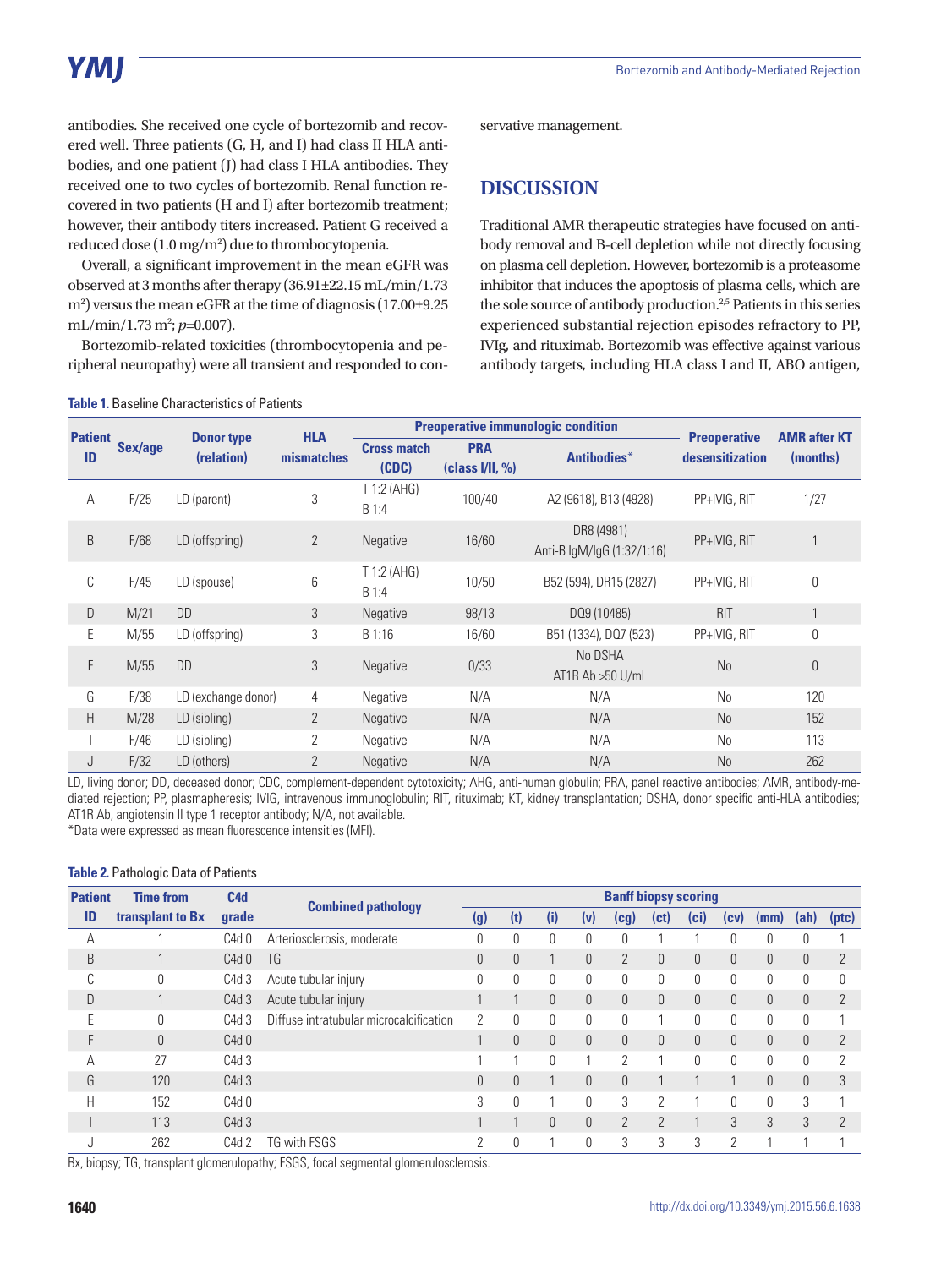antibodies. She received one cycle of bortezomib and recovered well. Three patients (G, H, and I) had class II HLA antibodies, and one patient (J) had class I HLA antibodies. They received one to two cycles of bortezomib. Renal function recovered in two patients (H and I) after bortezomib treatment; however, their antibody titers increased. Patient G received a reduced dose (1.0 mg/m$^2$) due to thrombocytopenia.

Overall, a significant improvement in the mean eGFR was observed at 3 months after therapy (36.91±22.15 mL/min/1.73 m$^2$) versus the mean eGFR at the time of diagnosis (17.00±9.25 mL/min/1.73 m$^2$; $p$=0.007).

Bortezomib-related toxicities (thrombocytopenia and peripheral neuropathy) were all transient and responded to conservative management.

## DISCUSSION

Traditional AMR therapeutic strategies have focused on antibody removal and B-cell depletion while not directly focusing on plasma cell depletion. However, bortezomib is a proteasome inhibitor that induces the apoptosis of plasma cells, which are the sole source of antibody production.[2,5] Patients in this series experienced substantial rejection episodes refractory to PP, IVIg, and rituximab. Bortezomib was effective against various antibody targets, including HLA class I and II, ABO antigen,

**Table 1.** Baseline Characteristics of Patients

| Patient ID | Sex/age | Donor type (relation) | HLA mismatches | Preoperative immunologic condition | | | Preoperative desensitization | AMR after KT (months) |
|---|---|---|---|---|---|---|---|---|
| | | | | Cross match (CDC) | PRA (class I/II, %) | Antibodies* | | |
| A | F/25 | LD (parent) | 3 | T 1:2 (AHG) B 1:4 | 100/40 | A2 (9618), B13 (4928) | PP+IVIG, RIT | 1/27 |
| B | F/68 | LD (offspring) | 2 | Negative | 16/60 | DR8 (4981) Anti-B IgM/IgG (1:32/1:16) | PP+IVIG, RIT | 1 |
| C | F/45 | LD (spouse) | 6 | T 1:2 (AHG) B 1:4 | 10/50 | B52 (594), DR15 (2827) | PP+IVIG, RIT | 0 |
| D | M/21 | DD | 3 | Negative | 98/13 | DQ9 (10485) | RIT | 1 |
| E | M/55 | LD (offspring) | 3 | B 1:16 | 16/60 | B51 (1334), DQ7 (523) | PP+IVIG, RIT | 0 |
| F | M/55 | DD | 3 | Negative | 0/33 | No DSHA AT1R Ab >50 U/mL | No | 0 |
| G | F/38 | LD (exchange donor) | 4 | Negative | N/A | N/A | No | 120 |
| H | M/28 | LD (sibling) | 2 | Negative | N/A | N/A | No | 152 |
| I | F/46 | LD (sibling) | 2 | Negative | N/A | N/A | No | 113 |
| J | F/32 | LD (others) | 2 | Negative | N/A | N/A | No | 262 |

LD, living donor; DD, deceased donor; CDC, complement-dependent cytotoxicity; AHG, anti-human globulin; PRA, panel reactive antibodies; AMR, antibody-mediated rejection; PP, plasmapheresis; IVIG, intravenous immunoglobulin; RIT, rituximab; KT, kidney transplantation; DSHA, donor specific anti-HLA antibodies; AT1R Ab, angiotensin II type 1 receptor antibody; N/A, not available.
*Data were expressed as mean fluorescence intensities (MFI).

**Table 2.** Pathologic Data of Patients

| Patient ID | Time from transplant to Bx | C4d grade | Combined pathology | Banff biopsy scoring | | | | | | | | | | |
|---|---|---|---|---|---|---|---|---|---|---|---|---|---|---|
| | | | | (g) | (t) | (i) | (v) | (cg) | (ct) | (ci) | (cv) | (mm) | (ah) | (ptc) |
| A | 1 | C4d 0 | Arteriosclerosis, moderate | 0 | 0 | 0 | 0 | 0 | 1 | 1 | 0 | 0 | 0 | 1 |
| B | 1 | C4d 0 | TG | 0 | 0 | 1 | 0 | 2 | 0 | 0 | 0 | 0 | 0 | 2 |
| C | 0 | C4d 3 | Acute tubular injury | 0 | 0 | 0 | 0 | 0 | 0 | 0 | 0 | 0 | 0 | 0 |
| D | 1 | C4d 3 | Acute tubular injury | 1 | 1 | 0 | 0 | 0 | 0 | 0 | 0 | 0 | 0 | 2 |
| E | 0 | C4d 3 | Diffuse intratubular microcalcification | 2 | 0 | 0 | 0 | 0 | 1 | 0 | 0 | 0 | 0 | 1 |
| F | 0 | C4d 0 | | 1 | 0 | 0 | 0 | 0 | 0 | 0 | 0 | 0 | 0 | 2 |
| A | 27 | C4d 3 | | 1 | 1 | 0 | 1 | 2 | 1 | 0 | 0 | 0 | 0 | 2 |
| G | 120 | C4d 3 | | 0 | 0 | 1 | 0 | 0 | 1 | 1 | 1 | 0 | 0 | 3 |
| H | 152 | C4d 0 | | 3 | 0 | 1 | 0 | 3 | 2 | 1 | 0 | 0 | 3 | 1 |
| I | 113 | C4d 3 | | 1 | 1 | 0 | 0 | 2 | 2 | 1 | 3 | 3 | 3 | 2 |
| J | 262 | C4d 2 | TG with FSGS | 2 | 0 | 1 | 0 | 3 | 3 | 3 | 2 | 1 | 1 | 1 |

Bx, biopsy; TG, transplant glomerulopathy; FSGS, focal segmental glomerulosclerosis.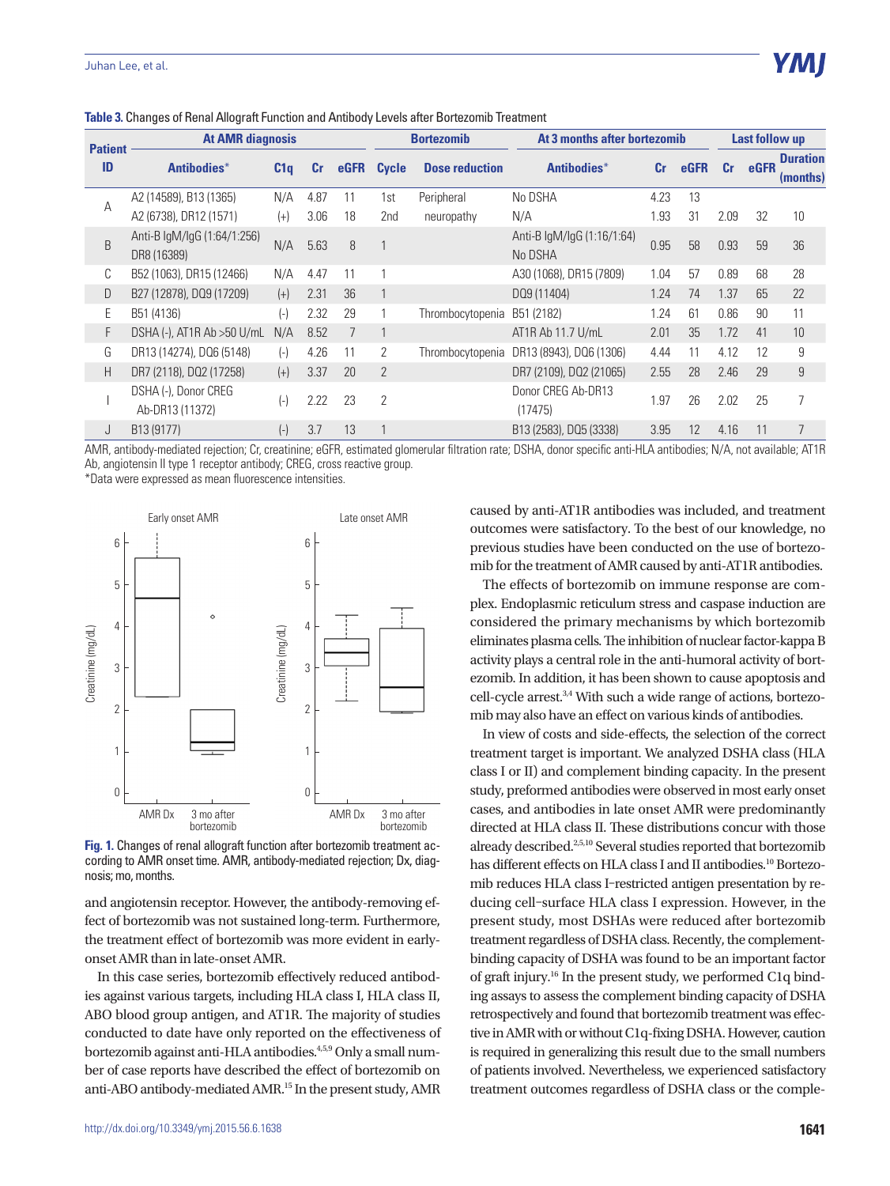**Table 3.** Changes of Renal Allograft Function and Antibody Levels after Bortezomib Treatment

| Patient ID | At AMR diagnosis | | | | Bortezomib | | At 3 months after bortezomib | | | Last follow up | | |
|---|---|---|---|---|---|---|---|---|---|---|---|---|
| | Antibodies* | C1q | Cr | eGFR | Cycle | Dose reduction | Antibodies* | Cr | eGFR | Cr | eGFR | Duration (months) |
| A | A2 (14589), B13 (1365) | N/A | 4.87 | 11 | 1st | Peripheral neuropathy | No DSHA | 4.23 | 13 | | | |
| | A2 (6738), DR12 (1571) | (+) | 3.06 | 18 | 2nd | | N/A | 1.93 | 31 | 2.09 | 32 | 10 |
| B | Anti-B IgM/IgG (1:64/1:256) DR8 (16389) | N/A | 5.63 | 8 | 1 | | Anti-B IgM/IgG (1:16/1:64) No DSHA | 0.95 | 58 | 0.93 | 59 | 36 |
| C | B52 (1063), DR15 (12466) | N/A | 4.47 | 11 | 1 | | A30 (1068), DR15 (7809) | 1.04 | 57 | 0.89 | 68 | 28 |
| D | B27 (12878), DQ9 (17209) | (+) | 2.31 | 36 | 1 | | DQ9 (11404) | 1.24 | 74 | 1.37 | 65 | 22 |
| E | B51 (4136) | (-) | 2.32 | 29 | 1 | Thrombocytopenia | B51 (2182) | 1.24 | 61 | 0.86 | 90 | 11 |
| F | DSHA (-), AT1R Ab >50 U/mL | N/A | 8.52 | 7 | 1 | | AT1R Ab 11.7 U/mL | 2.01 | 35 | 1.72 | 41 | 10 |
| G | DR13 (14274), DQ6 (5148) | (-) | 4.26 | 11 | 2 | Thrombocytopenia | DR13 (8943), DQ6 (1306) | 4.44 | 11 | 4.12 | 12 | 9 |
| H | DR7 (2118), DQ2 (17258) | (+) | 3.37 | 20 | 2 | | DR7 (2109), DQ2 (21065) | 2.55 | 28 | 2.46 | 29 | 9 |
| I | DSHA (-), Donor CREG Ab-DR13 (11372) | (-) | 2.22 | 23 | 2 | | Donor CREG Ab-DR13 (17475) | 1.97 | 26 | 2.02 | 25 | 7 |
| J | B13 (9177) | (-) | 3.7 | 13 | 1 | | B13 (2583), DQ5 (3338) | 3.95 | 12 | 4.16 | 11 | 7 |

AMR, antibody-mediated rejection; Cr, creatinine; eGFR, estimated glomerular filtration rate; DSHA, donor specific anti-HLA antibodies; N/A, not available; AT1R Ab, angiotensin II type 1 receptor antibody; CREG, cross reactive group.
*Data were expressed as mean fluorescence intensities.

**Fig. 1.** Changes of renal allograft function after bortezomib treatment according to AMR onset time. AMR, antibody-mediated rejection; Dx, diagnosis; mo, months.

and angiotensin receptor. However, the antibody-removing effect of bortezomib was not sustained long-term. Furthermore, the treatment effect of bortezomib was more evident in early-onset AMR than in late-onset AMR.

In this case series, bortezomib effectively reduced antibodies against various targets, including HLA class I, HLA class II, ABO blood group antigen, and AT1R. The majority of studies conducted to date have only reported on the effectiveness of bortezomib against anti-HLA antibodies.[4,5,9] Only a small number of case reports have described the effect of bortezomib on anti-ABO antibody-mediated AMR.[15] In the present study, AMR caused by anti-AT1R antibodies was included, and treatment outcomes were satisfactory. To the best of our knowledge, no previous studies have been conducted on the use of bortezomib for the treatment of AMR caused by anti-AT1R antibodies.

The effects of bortezomib on immune response are complex. Endoplasmic reticulum stress and caspase induction are considered the primary mechanisms by which bortezomib eliminates plasma cells. The inhibition of nuclear factor-kappa B activity plays a central role in the anti-humoral activity of bortezomib. In addition, it has been shown to cause apoptosis and cell-cycle arrest.[3,4] With such a wide range of actions, bortezomib may also have an effect on various kinds of antibodies.

In view of costs and side-effects, the selection of the correct treatment target is important. We analyzed DSHA class (HLA class I or II) and complement binding capacity. In the present study, preformed antibodies were observed in most early onset cases, and antibodies in late onset AMR were predominantly directed at HLA class II. These distributions concur with those already described.[2,5,10] Several studies reported that bortezomib has different effects on HLA class I and II antibodies.[10] Bortezomib reduces HLA class I–restricted antigen presentation by reducing cell-surface HLA class I expression. However, in the present study, most DSHAs were reduced after bortezomib treatment regardless of DSHA class. Recently, the complement-binding capacity of DSHA was found to be an important factor of graft injury.[16] In the present study, we performed C1q binding assays to assess the complement binding capacity of DSHA retrospectively and found that bortezomib treatment was effective in AMR with or without C1q-fixing DSHA. However, caution is required in generalizing this result due to the small numbers of patients involved. Nevertheless, we experienced satisfactory treatment outcomes regardless of DSHA class or the comple-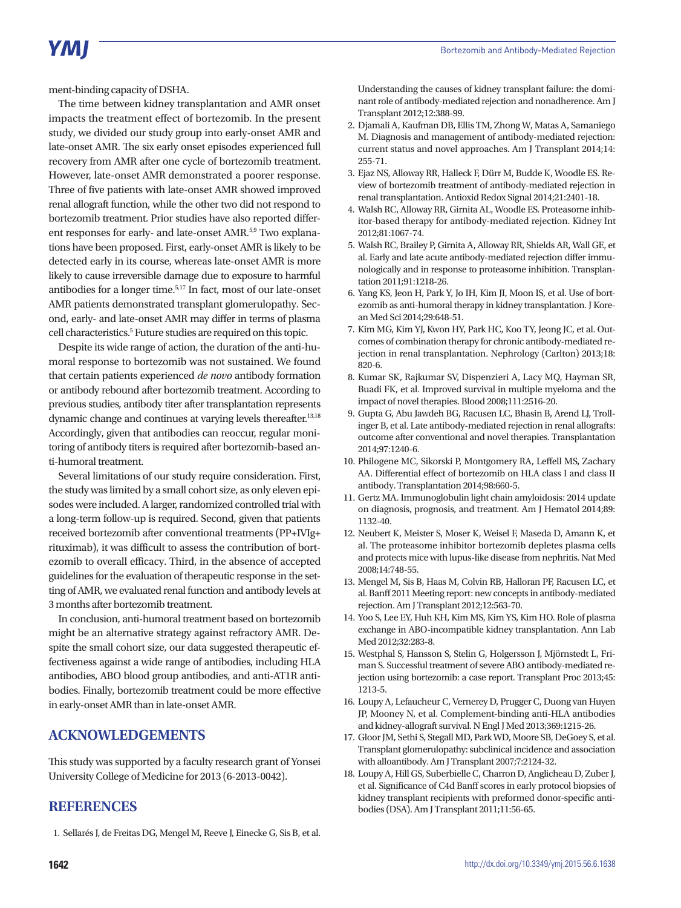ment-binding capacity of DSHA.

The time between kidney transplantation and AMR onset impacts the treatment effect of bortezomib. In the present study, we divided our study group into early-onset AMR and late-onset AMR. The six early onset episodes experienced full recovery from AMR after one cycle of bortezomib treatment. However, late-onset AMR demonstrated a poorer response. Three of five patients with late-onset AMR showed improved renal allograft function, while the other two did not respond to bortezomib treatment. Prior studies have also reported different responses for early- and late-onset AMR.[5,9] Two explanations have been proposed. First, early-onset AMR is likely to be detected early in its course, whereas late-onset AMR is more likely to cause irreversible damage due to exposure to harmful antibodies for a longer time.[5,17] In fact, most of our late-onset AMR patients demonstrated transplant glomerulopathy. Second, early- and late-onset AMR may differ in terms of plasma cell characteristics.[5] Future studies are required on this topic.

Despite its wide range of action, the duration of the anti-humoral response to bortezomib was not sustained. We found that certain patients experienced *de novo* antibody formation or antibody rebound after bortezomib treatment. According to previous studies, antibody titer after transplantation represents dynamic change and continues at varying levels thereafter.[13,18] Accordingly, given that antibodies can reoccur, regular monitoring of antibody titers is required after bortezomib-based anti-humoral treatment.

Several limitations of our study require consideration. First, the study was limited by a small cohort size, as only eleven episodes were included. A larger, randomized controlled trial with a long-term follow-up is required. Second, given that patients received bortezomib after conventional treatments (PP+IVIg+rituximab), it was difficult to assess the contribution of bortezomib to overall efficacy. Third, in the absence of accepted guidelines for the evaluation of therapeutic response in the setting of AMR, we evaluated renal function and antibody levels at 3 months after bortezomib treatment.

In conclusion, anti-humoral treatment based on bortezomib might be an alternative strategy against refractory AMR. Despite the small cohort size, our data suggested therapeutic effectiveness against a wide range of antibodies, including HLA antibodies, ABO blood group antibodies, and anti-AT1R antibodies. Finally, bortezomib treatment could be more effective in early-onset AMR than in late-onset AMR.

## ACKNOWLEDGEMENTS

This study was supported by a faculty research grant of Yonsei University College of Medicine for 2013 (6-2013-0042).

## REFERENCES

1. Sellarés J, de Freitas DG, Mengel M, Reeve J, Einecke G, Sis B, et al. Understanding the causes of kidney transplant failure: the dominant role of antibody-mediated rejection and nonadherence. Am J Transplant 2012;12:388-99.
2. Djamali A, Kaufman DB, Ellis TM, Zhong W, Matas A, Samaniego M. Diagnosis and management of antibody-mediated rejection: current status and novel approaches. Am J Transplant 2014;14:255-71.
3. Ejaz NS, Alloway RR, Halleck F, Dürr M, Budde K, Woodle ES. Review of bortezomib treatment of antibody-mediated rejection in renal transplantation. Antioxid Redox Signal 2014;21:2401-18.
4. Walsh RC, Alloway RR, Girnita AL, Woodle ES. Proteasome inhibitor-based therapy for antibody-mediated rejection. Kidney Int 2012;81:1067-74.
5. Walsh RC, Brailey P, Girnita A, Alloway RR, Shields AR, Wall GE, et al. Early and late acute antibody-mediated rejection differ immunologically and in response to proteasome inhibition. Transplantation 2011;91:1218-26.
6. Yang KS, Jeon H, Park Y, Jo IH, Kim JI, Moon IS, et al. Use of bortezomib as anti-humoral therapy in kidney transplantation. J Korean Med Sci 2014;29:648-51.
7. Kim MG, Kim YJ, Kwon HY, Park HC, Koo TY, Jeong JC, et al. Outcomes of combination therapy for chronic antibody-mediated rejection in renal transplantation. Nephrology (Carlton) 2013;18:820-6.
8. Kumar SK, Rajkumar SV, Dispenzieri A, Lacy MQ, Hayman SR, Buadi FK, et al. Improved survival in multiple myeloma and the impact of novel therapies. Blood 2008;111:2516-20.
9. Gupta G, Abu Jawdeh BG, Racusen LC, Bhasin B, Arend LJ, Trollinger B, et al. Late antibody-mediated rejection in renal allografts: outcome after conventional and novel therapies. Transplantation 2014;97:1240-6.
10. Philogene MC, Sikorski P, Montgomery RA, Leffell MS, Zachary AA. Differential effect of bortezomib on HLA class I and class II antibody. Transplantation 2014;98:660-5.
11. Gertz MA. Immunoglobulin light chain amyloidosis: 2014 update on diagnosis, prognosis, and treatment. Am J Hematol 2014;89:1132-40.
12. Neubert K, Meister S, Moser K, Weisel F, Maseda D, Amann K, et al. The proteasome inhibitor bortezomib depletes plasma cells and protects mice with lupus-like disease from nephritis. Nat Med 2008;14:748-55.
13. Mengel M, Sis B, Haas M, Colvin RB, Halloran PF, Racusen LC, et al. Banff 2011 Meeting report: new concepts in antibody-mediated rejection. Am J Transplant 2012;12:563-70.
14. Yoo S, Lee EY, Huh KH, Kim MS, Kim YS, Kim HO. Role of plasma exchange in ABO-incompatible kidney transplantation. Ann Lab Med 2012;32:283-8.
15. Westphal S, Hansson S, Stelin G, Holgersson J, Mjörnstedt L, Friman S. Successful treatment of severe ABO antibody-mediated rejection using bortezomib: a case report. Transplant Proc 2013;45:1213-5.
16. Loupy A, Lefaucheur C, Vernerey D, Prugger C, Duong van Huyen JP, Mooney N, et al. Complement-binding anti-HLA antibodies and kidney-allograft survival. N Engl J Med 2013;369:1215-26.
17. Gloor JM, Sethi S, Stegall MD, Park WD, Moore SB, DeGoey S, et al. Transplant glomerulopathy: subclinical incidence and association with alloantibody. Am J Transplant 2007;7:2124-32.
18. Loupy A, Hill GS, Suberbielle C, Charron D, Anglicheau D, Zuber J, et al. Significance of C4d Banff scores in early protocol biopsies of kidney transplant recipients with preformed donor-specific antibodies (DSA). Am J Transplant 2011;11:56-65.